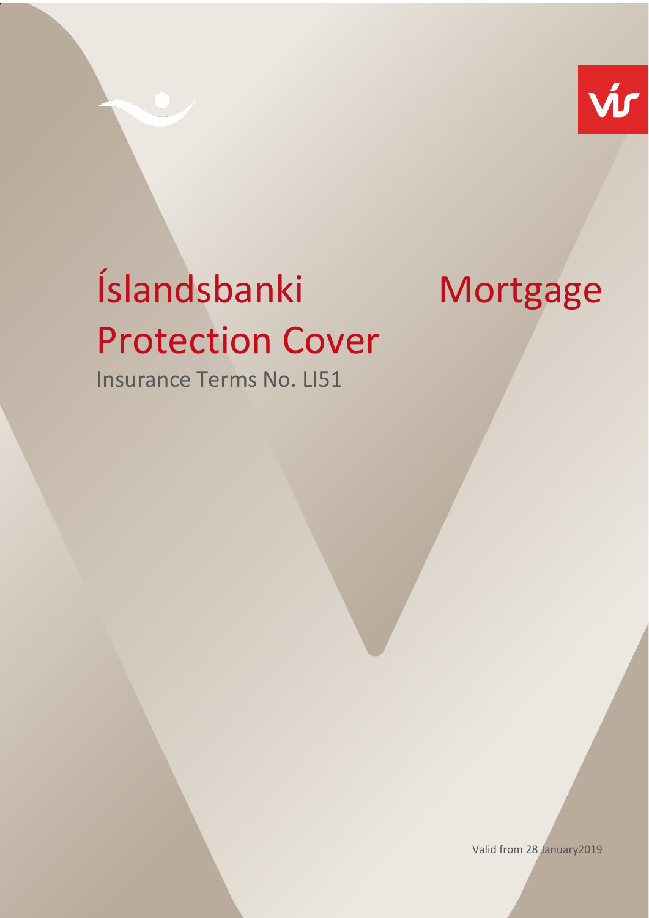# Íslandsbanki Mortgage Protection Cover

Insurance Terms No. LI51

Valid from 28 January2019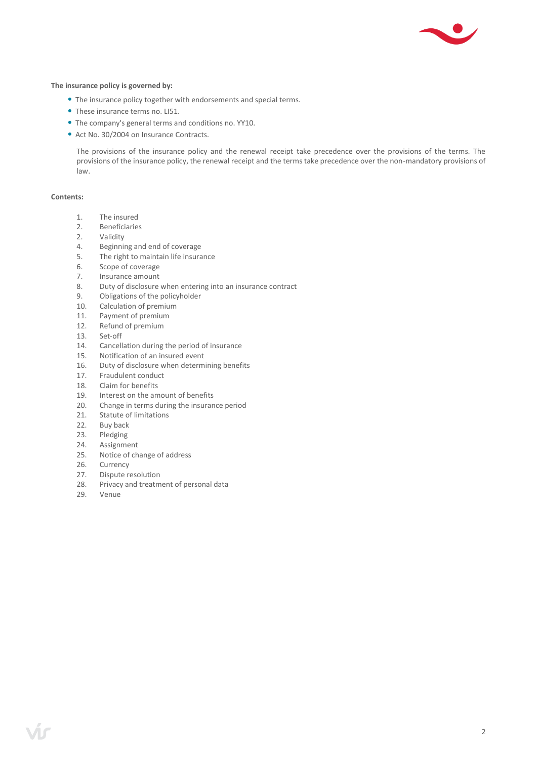**The insurance policy is governed by:**

- The insurance policy together with endorsements and special terms.
- These insurance terms no. LI51.
- The company's general terms and conditions no. YY10.
- Act No. 30/2004 on Insurance Contracts.

The provisions of the insurance policy and the renewal receipt take precedence over the provisions of the terms. The provisions of the insurance policy, the renewal receipt and the terms take precedence over the non-mandatory provisions of law.

**Contents:**

1. The insured
2. Beneficiaries
2. Validity
4. Beginning and end of coverage
5. The right to maintain life insurance
6. Scope of coverage
7. Insurance amount
8. Duty of disclosure when entering into an insurance contract
9. Obligations of the policyholder
10. Calculation of premium
11. Payment of premium
12. Refund of premium
13. Set-off
14. Cancellation during the period of insurance
15. Notification of an insured event
16. Duty of disclosure when determining benefits
17. Fraudulent conduct
18. Claim for benefits
19. Interest on the amount of benefits
20. Change in terms during the insurance period
21. Statute of limitations
22. Buy back
23. Pledging
24. Assignment
25. Notice of change of address
26. Currency
27. Dispute resolution
28. Privacy and treatment of personal data
29. Venue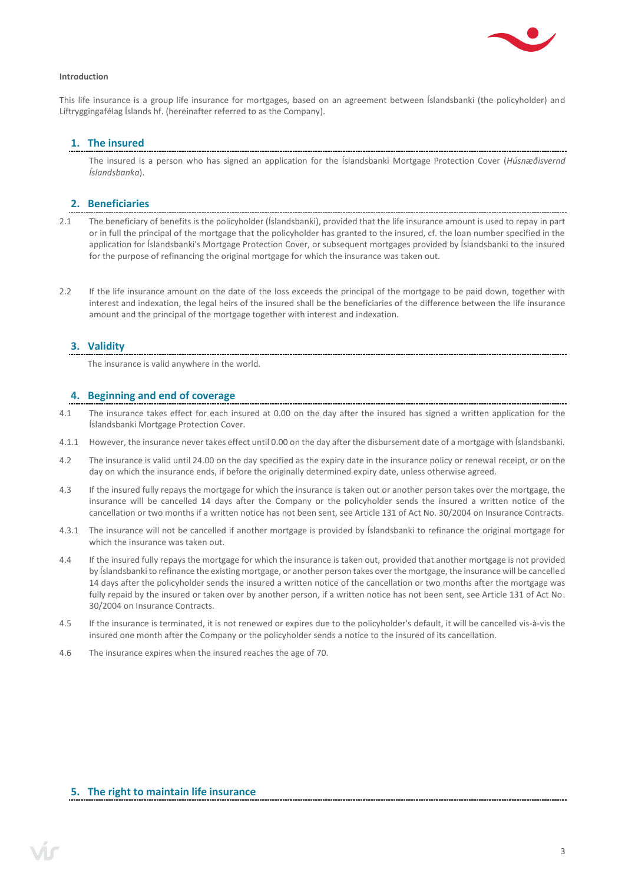**Introduction**

This life insurance is a group life insurance for mortgages, based on an agreement between Íslandsbanki (the policyholder) and Líftryggingafélag Íslands hf. (hereinafter referred to as the Company).

## 1. The insured

The insured is a person who has signed an application for the Íslandsbanki Mortgage Protection Cover (*Húsnæðisvernd Íslandsbanka*).

## 2. Beneficiaries

2.1 The beneficiary of benefits is the policyholder (Íslandsbanki), provided that the life insurance amount is used to repay in part or in full the principal of the mortgage that the policyholder has granted to the insured, cf. the loan number specified in the application for Íslandsbanki's Mortgage Protection Cover, or subsequent mortgages provided by Íslandsbanki to the insured for the purpose of refinancing the original mortgage for which the insurance was taken out.

2.2 If the life insurance amount on the date of the loss exceeds the principal of the mortgage to be paid down, together with interest and indexation, the legal heirs of the insured shall be the beneficiaries of the difference between the life insurance amount and the principal of the mortgage together with interest and indexation.

## 3. Validity

The insurance is valid anywhere in the world.

## 4. Beginning and end of coverage

4.1 The insurance takes effect for each insured at 0.00 on the day after the insured has signed a written application for the Íslandsbanki Mortgage Protection Cover.

4.1.1 However, the insurance never takes effect until 0.00 on the day after the disbursement date of a mortgage with Íslandsbanki.

4.2 The insurance is valid until 24.00 on the day specified as the expiry date in the insurance policy or renewal receipt, or on the day on which the insurance ends, if before the originally determined expiry date, unless otherwise agreed.

4.3 If the insured fully repays the mortgage for which the insurance is taken out or another person takes over the mortgage, the insurance will be cancelled 14 days after the Company or the policyholder sends the insured a written notice of the cancellation or two months if a written notice has not been sent, see Article 131 of Act No. 30/2004 on Insurance Contracts.

4.3.1 The insurance will not be cancelled if another mortgage is provided by Íslandsbanki to refinance the original mortgage for which the insurance was taken out.

4.4 If the insured fully repays the mortgage for which the insurance is taken out, provided that another mortgage is not provided by Íslandsbanki to refinance the existing mortgage, or another person takes over the mortgage, the insurance will be cancelled 14 days after the policyholder sends the insured a written notice of the cancellation or two months after the mortgage was fully repaid by the insured or taken over by another person, if a written notice has not been sent, see Article 131 of Act No. 30/2004 on Insurance Contracts.

4.5 If the insurance is terminated, it is not renewed or expires due to the policyholder's default, it will be cancelled vis-à-vis the insured one month after the Company or the policyholder sends a notice to the insured of its cancellation.

4.6 The insurance expires when the insured reaches the age of 70.

## 5. The right to maintain life insurance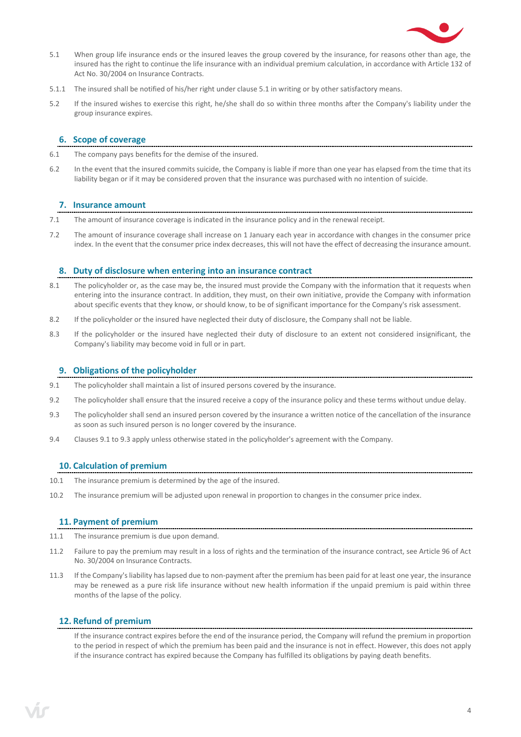5.1 When group life insurance ends or the insured leaves the group covered by the insurance, for reasons other than age, the insured has the right to continue the life insurance with an individual premium calculation, in accordance with Article 132 of Act No. 30/2004 on Insurance Contracts.

5.1.1 The insured shall be notified of his/her right under clause 5.1 in writing or by other satisfactory means.

5.2 If the insured wishes to exercise this right, he/she shall do so within three months after the Company's liability under the group insurance expires.

## 6. Scope of coverage

6.1 The company pays benefits for the demise of the insured.

6.2 In the event that the insured commits suicide, the Company is liable if more than one year has elapsed from the time that its liability began or if it may be considered proven that the insurance was purchased with no intention of suicide.

## 7. Insurance amount

7.1 The amount of insurance coverage is indicated in the insurance policy and in the renewal receipt.

7.2 The amount of insurance coverage shall increase on 1 January each year in accordance with changes in the consumer price index. In the event that the consumer price index decreases, this will not have the effect of decreasing the insurance amount.

## 8. Duty of disclosure when entering into an insurance contract

8.1 The policyholder or, as the case may be, the insured must provide the Company with the information that it requests when entering into the insurance contract. In addition, they must, on their own initiative, provide the Company with information about specific events that they know, or should know, to be of significant importance for the Company's risk assessment.

8.2 If the policyholder or the insured have neglected their duty of disclosure, the Company shall not be liable.

8.3 If the policyholder or the insured have neglected their duty of disclosure to an extent not considered insignificant, the Company's liability may become void in full or in part.

## 9. Obligations of the policyholder

9.1 The policyholder shall maintain a list of insured persons covered by the insurance.

9.2 The policyholder shall ensure that the insured receive a copy of the insurance policy and these terms without undue delay.

9.3 The policyholder shall send an insured person covered by the insurance a written notice of the cancellation of the insurance as soon as such insured person is no longer covered by the insurance.

9.4 Clauses 9.1 to 9.3 apply unless otherwise stated in the policyholder's agreement with the Company.

## 10. Calculation of premium

10.1 The insurance premium is determined by the age of the insured.

10.2 The insurance premium will be adjusted upon renewal in proportion to changes in the consumer price index.

## 11. Payment of premium

11.1 The insurance premium is due upon demand.

11.2 Failure to pay the premium may result in a loss of rights and the termination of the insurance contract, see Article 96 of Act No. 30/2004 on Insurance Contracts.

11.3 If the Company's liability has lapsed due to non-payment after the premium has been paid for at least one year, the insurance may be renewed as a pure risk life insurance without new health information if the unpaid premium is paid within three months of the lapse of the policy.

## 12. Refund of premium

If the insurance contract expires before the end of the insurance period, the Company will refund the premium in proportion to the period in respect of which the premium has been paid and the insurance is not in effect. However, this does not apply if the insurance contract has expired because the Company has fulfilled its obligations by paying death benefits.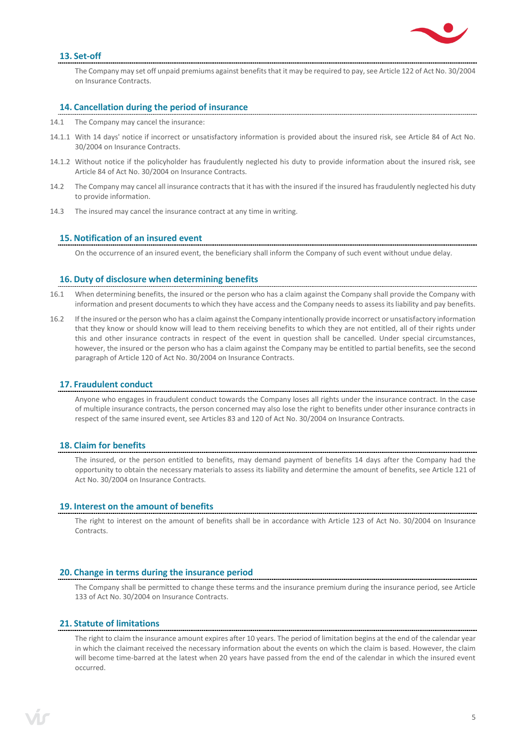## 13. Set-off

The Company may set off unpaid premiums against benefits that it may be required to pay, see Article 122 of Act No. 30/2004 on Insurance Contracts.

## 14. Cancellation during the period of insurance

14.1 The Company may cancel the insurance:

14.1.1 With 14 days' notice if incorrect or unsatisfactory information is provided about the insured risk, see Article 84 of Act No. 30/2004 on Insurance Contracts.

14.1.2 Without notice if the policyholder has fraudulently neglected his duty to provide information about the insured risk, see Article 84 of Act No. 30/2004 on Insurance Contracts.

14.2 The Company may cancel all insurance contracts that it has with the insured if the insured has fraudulently neglected his duty to provide information.

14.3 The insured may cancel the insurance contract at any time in writing.

## 15. Notification of an insured event

On the occurrence of an insured event, the beneficiary shall inform the Company of such event without undue delay.

## 16. Duty of disclosure when determining benefits

16.1 When determining benefits, the insured or the person who has a claim against the Company shall provide the Company with information and present documents to which they have access and the Company needs to assess its liability and pay benefits.

16.2 If the insured or the person who has a claim against the Company intentionally provide incorrect or unsatisfactory information that they know or should know will lead to them receiving benefits to which they are not entitled, all of their rights under this and other insurance contracts in respect of the event in question shall be cancelled. Under special circumstances, however, the insured or the person who has a claim against the Company may be entitled to partial benefits, see the second paragraph of Article 120 of Act No. 30/2004 on Insurance Contracts.

## 17. Fraudulent conduct

Anyone who engages in fraudulent conduct towards the Company loses all rights under the insurance contract. In the case of multiple insurance contracts, the person concerned may also lose the right to benefits under other insurance contracts in respect of the same insured event, see Articles 83 and 120 of Act No. 30/2004 on Insurance Contracts.

## 18. Claim for benefits

The insured, or the person entitled to benefits, may demand payment of benefits 14 days after the Company had the opportunity to obtain the necessary materials to assess its liability and determine the amount of benefits, see Article 121 of Act No. 30/2004 on Insurance Contracts.

## 19. Interest on the amount of benefits

The right to interest on the amount of benefits shall be in accordance with Article 123 of Act No. 30/2004 on Insurance Contracts.

## 20. Change in terms during the insurance period

The Company shall be permitted to change these terms and the insurance premium during the insurance period, see Article 133 of Act No. 30/2004 on Insurance Contracts.

## 21. Statute of limitations

The right to claim the insurance amount expires after 10 years. The period of limitation begins at the end of the calendar year in which the claimant received the necessary information about the events on which the claim is based. However, the claim will become time-barred at the latest when 20 years have passed from the end of the calendar in which the insured event occurred.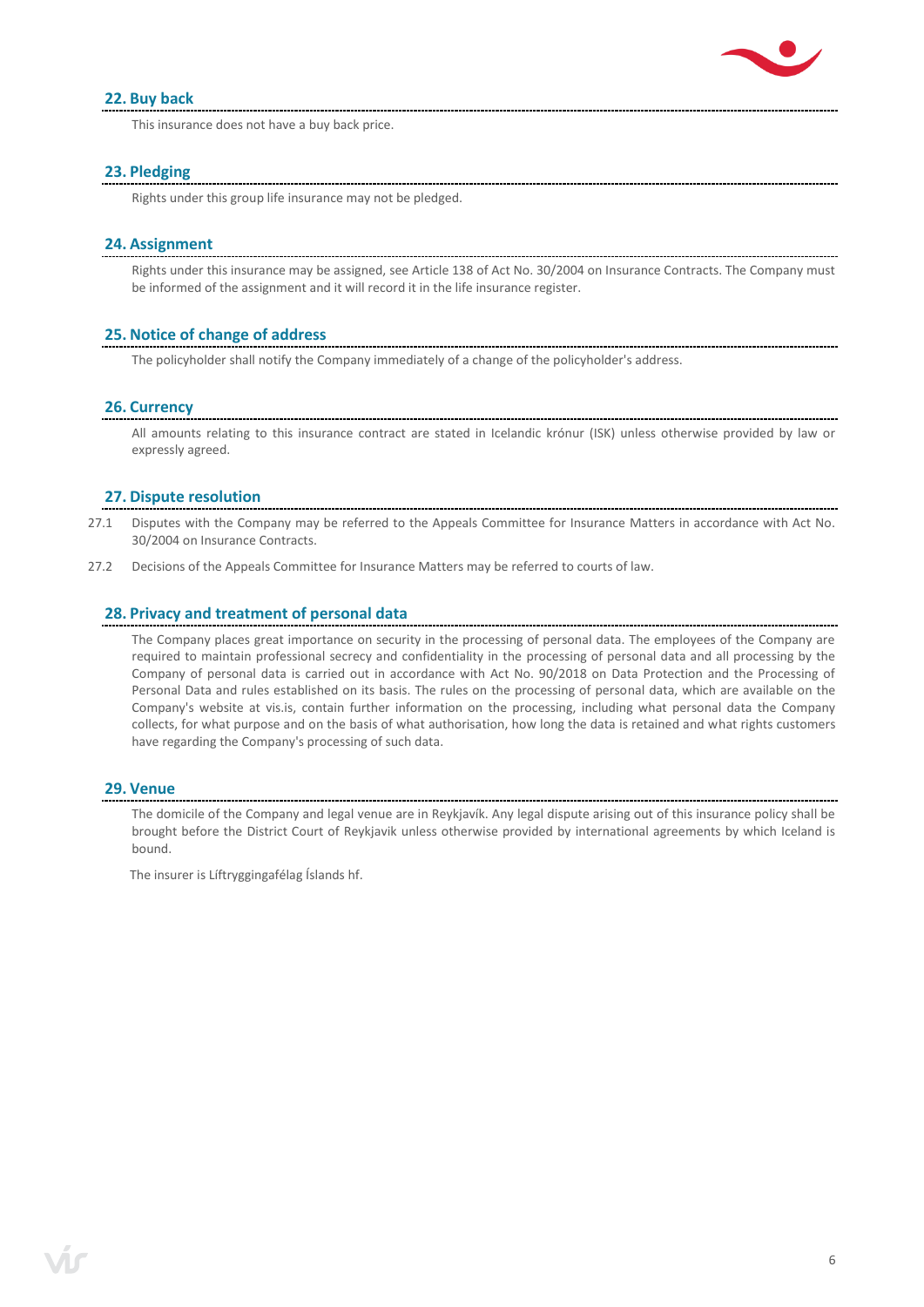## 22. Buy back

This insurance does not have a buy back price.

## 23. Pledging

Rights under this group life insurance may not be pledged.

## 24. Assignment

Rights under this insurance may be assigned, see Article 138 of Act No. 30/2004 on Insurance Contracts. The Company must be informed of the assignment and it will record it in the life insurance register.

## 25. Notice of change of address

The policyholder shall notify the Company immediately of a change of the policyholder's address.

## 26. Currency

All amounts relating to this insurance contract are stated in Icelandic krónur (ISK) unless otherwise provided by law or expressly agreed.

## 27. Dispute resolution

27.1 Disputes with the Company may be referred to the Appeals Committee for Insurance Matters in accordance with Act No. 30/2004 on Insurance Contracts.

27.2 Decisions of the Appeals Committee for Insurance Matters may be referred to courts of law.

## 28. Privacy and treatment of personal data

The Company places great importance on security in the processing of personal data. The employees of the Company are required to maintain professional secrecy and confidentiality in the processing of personal data and all processing by the Company of personal data is carried out in accordance with Act No. 90/2018 on Data Protection and the Processing of Personal Data and rules established on its basis. The rules on the processing of personal data, which are available on the Company's website at vis.is, contain further information on the processing, including what personal data the Company collects, for what purpose and on the basis of what authorisation, how long the data is retained and what rights customers have regarding the Company's processing of such data.

## 29. Venue

The domicile of the Company and legal venue are in Reykjavík. Any legal dispute arising out of this insurance policy shall be brought before the District Court of Reykjavik unless otherwise provided by international agreements by which Iceland is bound.

The insurer is Líftryggingafélag Íslands hf.